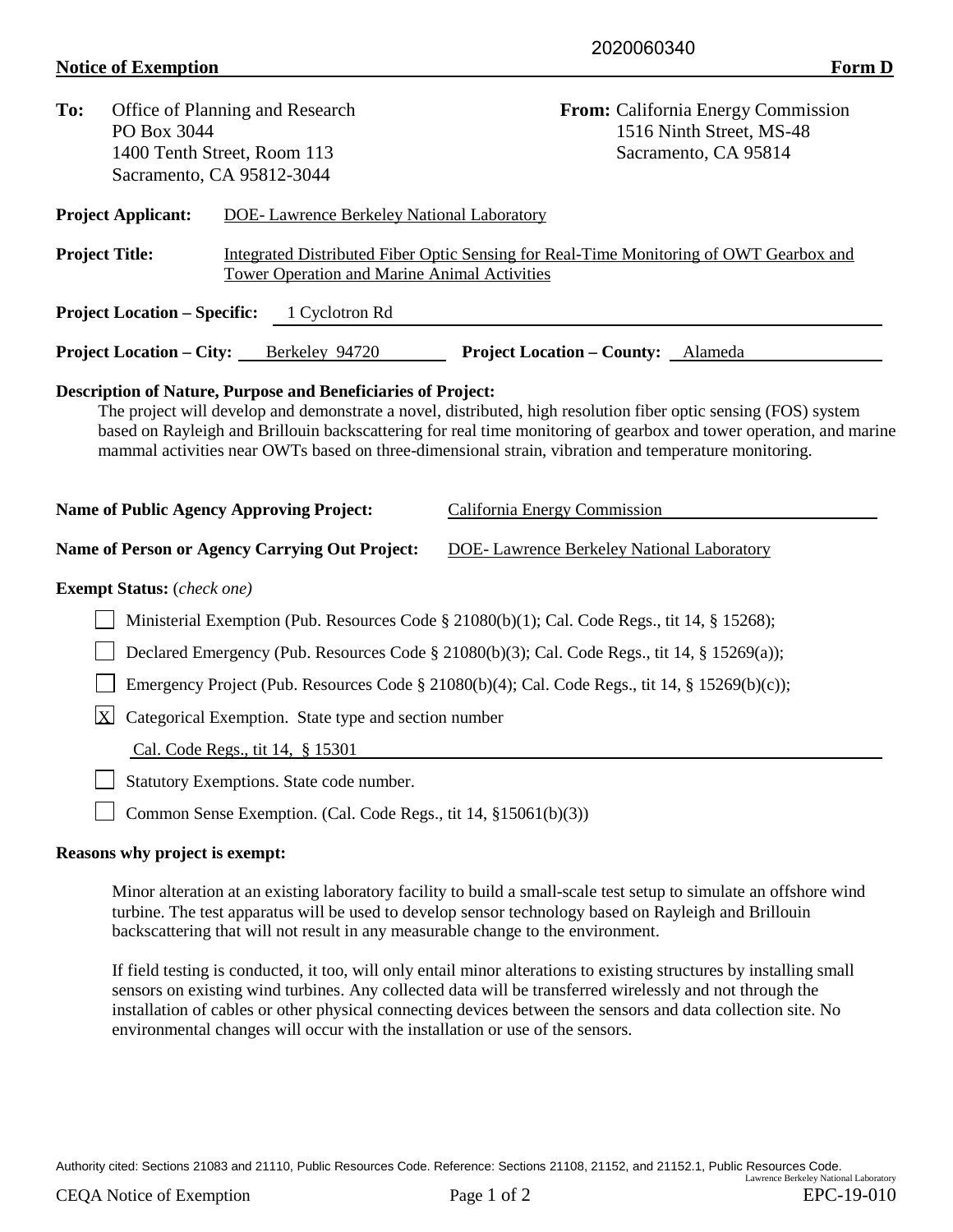2020060340

**Notice of Exemption** **Form D**

**To:** Office of Planning and Research
PO Box 3044
1400 Tenth Street, Room 113
Sacramento, CA 95812-3044

**From:** California Energy Commission
1516 Ninth Street, MS-48
Sacramento, CA 95814

**Project Applicant:** DOE- Lawrence Berkeley National Laboratory

**Project Title:** Integrated Distributed Fiber Optic Sensing for Real-Time Monitoring of OWT Gearbox and Tower Operation and Marine Animal Activities

**Project Location – Specific:** 1 Cyclotron Rd

**Project Location – City:** Berkeley 94720 **Project Location – County:** Alameda

**Description of Nature, Purpose and Beneficiaries of Project:**

The project will develop and demonstrate a novel, distributed, high resolution fiber optic sensing (FOS) system based on Rayleigh and Brillouin backscattering for real time monitoring of gearbox and tower operation, and marine mammal activities near OWTs based on three-dimensional strain, vibration and temperature monitoring.

**Name of Public Agency Approving Project:** California Energy Commission

**Name of Person or Agency Carrying Out Project:** DOE- Lawrence Berkeley National Laboratory

**Exempt Status:** (*check one*)

- [ ] Ministerial Exemption (Pub. Resources Code § 21080(b)(1); Cal. Code Regs., tit 14, § 15268);
- [ ] Declared Emergency (Pub. Resources Code § 21080(b)(3); Cal. Code Regs., tit 14, § 15269(a));
- [ ] Emergency Project (Pub. Resources Code § 21080(b)(4); Cal. Code Regs., tit 14, § 15269(b)(c));
- [x] Categorical Exemption. State type and section number
  Cal. Code Regs., tit 14, § 15301
- [ ] Statutory Exemptions. State code number.
- [ ] Common Sense Exemption. (Cal. Code Regs., tit 14, §15061(b)(3))

**Reasons why project is exempt:**

Minor alteration at an existing laboratory facility to build a small-scale test setup to simulate an offshore wind turbine. The test apparatus will be used to develop sensor technology based on Rayleigh and Brillouin backscattering that will not result in any measurable change to the environment.

If field testing is conducted, it too, will only entail minor alterations to existing structures by installing small sensors on existing wind turbines. Any collected data will be transferred wirelessly and not through the installation of cables or other physical connecting devices between the sensors and data collection site. No environmental changes will occur with the installation or use of the sensors.

Authority cited: Sections 21083 and 21110, Public Resources Code. Reference: Sections 21108, 21152, and 21152.1, Public Resources Code.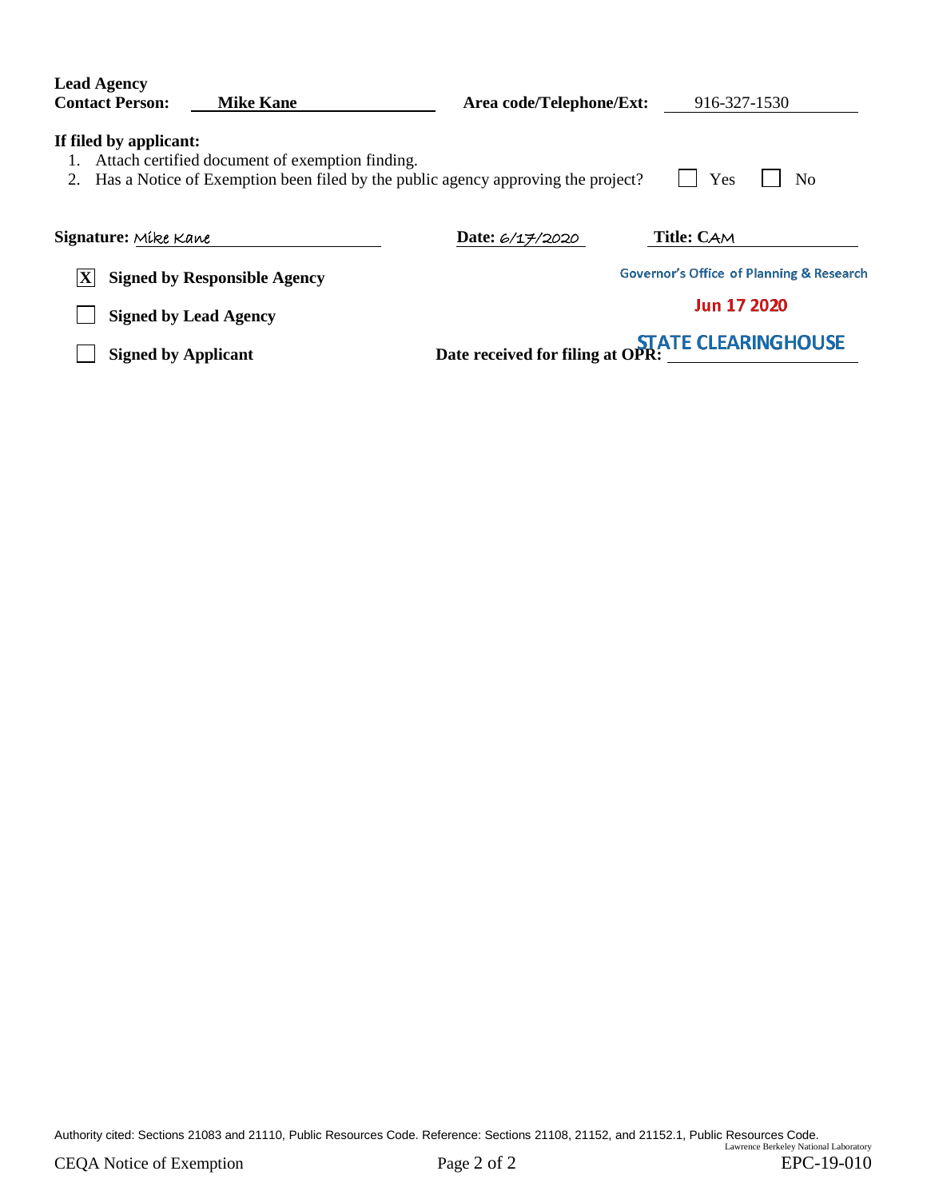**Lead Agency**
**Contact Person:** **Mike Kane** **Area code/Telephone/Ext:** 916-327-1530

**If filed by applicant:**

1. Attach certified document of exemption finding.
2. Has a Notice of Exemption been filed by the public agency approving the project? ☐ Yes ☐ No

**Signature:** Mike Kane **Date:** 6/17/2020 **Title:** CAM

[X] **Signed by Responsible Agency**

☐ **Signed by Lead Agency**

☐ **Signed by Applicant**

Governor's Office of Planning & Research

Jun 17 2020

**Date received for filing at OPR:** STATE CLEARINGHOUSE

Authority cited: Sections 21083 and 21110, Public Resources Code. Reference: Sections 21108, 21152, and 21152.1, Public Resources Code.